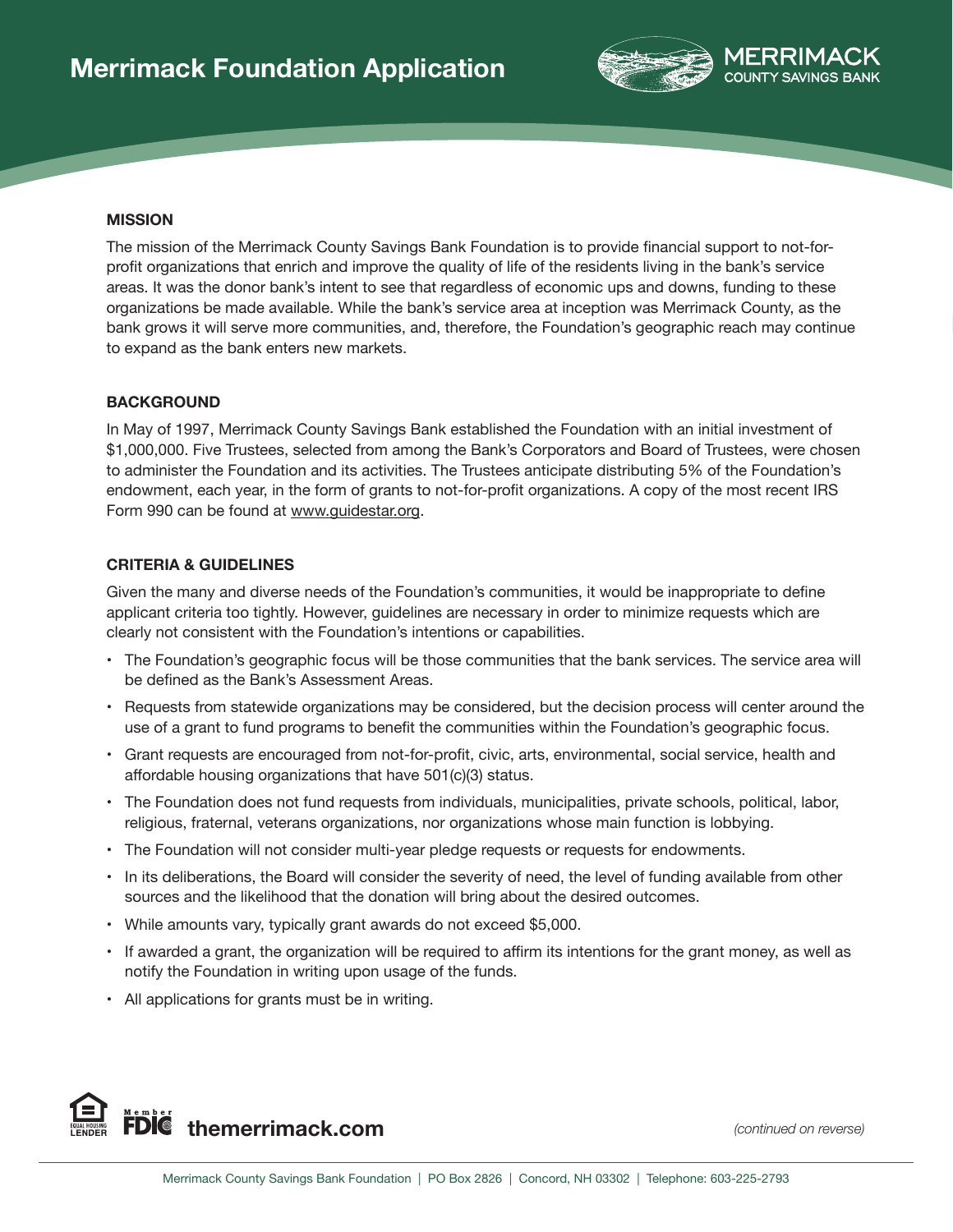# Merrimack Foundation Application

MERRIMACK COUNTY SAVINGS BANK

## MISSION

The mission of the Merrimack County Savings Bank Foundation is to provide financial support to not-for-profit organizations that enrich and improve the quality of life of the residents living in the bank's service areas. It was the donor bank's intent to see that regardless of economic ups and downs, funding to these organizations be made available. While the bank's service area at inception was Merrimack County, as the bank grows it will serve more communities, and, therefore, the Foundation's geographic reach may continue to expand as the bank enters new markets.

## BACKGROUND

In May of 1997, Merrimack County Savings Bank established the Foundation with an initial investment of $1,000,000. Five Trustees, selected from among the Bank's Corporators and Board of Trustees, were chosen to administer the Foundation and its activities. The Trustees anticipate distributing 5% of the Foundation's endowment, each year, in the form of grants to not-for-profit organizations. A copy of the most recent IRS Form 990 can be found at www.guidestar.org.

## CRITERIA & GUIDELINES

Given the many and diverse needs of the Foundation's communities, it would be inappropriate to define applicant criteria too tightly. However, guidelines are necessary in order to minimize requests which are clearly not consistent with the Foundation's intentions or capabilities.

- The Foundation's geographic focus will be those communities that the bank services. The service area will be defined as the Bank's Assessment Areas.
- Requests from statewide organizations may be considered, but the decision process will center around the use of a grant to fund programs to benefit the communities within the Foundation's geographic focus.
- Grant requests are encouraged from not-for-profit, civic, arts, environmental, social service, health and affordable housing organizations that have 501(c)(3) status.
- The Foundation does not fund requests from individuals, municipalities, private schools, political, labor, religious, fraternal, veterans organizations, nor organizations whose main function is lobbying.
- The Foundation will not consider multi-year pledge requests or requests for endowments.
- In its deliberations, the Board will consider the severity of need, the level of funding available from other sources and the likelihood that the donation will bring about the desired outcomes.
- While amounts vary, typically grant awards do not exceed $5,000.
- If awarded a grant, the organization will be required to affirm its intentions for the grant money, as well as notify the Foundation in writing upon usage of the funds.
- All applications for grants must be in writing.

themerrimack.com

*(continued on reverse)*

Merrimack County Savings Bank Foundation | PO Box 2826 | Concord, NH 03302 | Telephone: 603-225-2793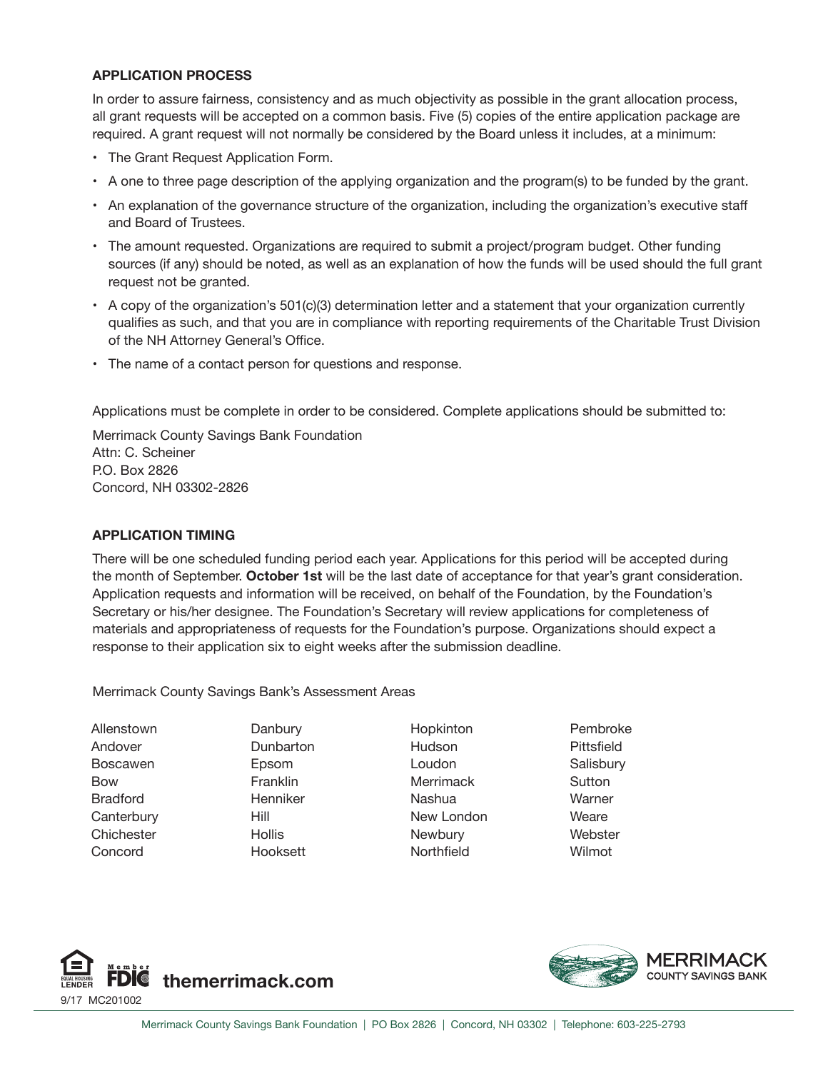## APPLICATION PROCESS

In order to assure fairness, consistency and as much objectivity as possible in the grant allocation process, all grant requests will be accepted on a common basis. Five (5) copies of the entire application package are required. A grant request will not normally be considered by the Board unless it includes, at a minimum:

- The Grant Request Application Form.
- A one to three page description of the applying organization and the program(s) to be funded by the grant.
- An explanation of the governance structure of the organization, including the organization's executive staff and Board of Trustees.
- The amount requested. Organizations are required to submit a project/program budget. Other funding sources (if any) should be noted, as well as an explanation of how the funds will be used should the full grant request not be granted.
- A copy of the organization's 501(c)(3) determination letter and a statement that your organization currently qualifies as such, and that you are in compliance with reporting requirements of the Charitable Trust Division of the NH Attorney General's Office.
- The name of a contact person for questions and response.

Applications must be complete in order to be considered. Complete applications should be submitted to:

Merrimack County Savings Bank Foundation
Attn: C. Scheiner
P.O. Box 2826
Concord, NH 03302-2826

## APPLICATION TIMING

There will be one scheduled funding period each year. Applications for this period will be accepted during the month of September. **October 1st** will be the last date of acceptance for that year's grant consideration. Application requests and information will be received, on behalf of the Foundation, by the Foundation's Secretary or his/her designee. The Foundation's Secretary will review applications for completeness of materials and appropriateness of requests for the Foundation's purpose. Organizations should expect a response to their application six to eight weeks after the submission deadline.

Merrimack County Savings Bank's Assessment Areas

- Allenstown
- Andover
- Boscawen
- Bow
- Bradford
- Canterbury
- Chichester
- Concord
- Danbury
- Dunbarton
- Epsom
- Franklin
- Henniker
- Hill
- Hollis
- Hooksett
- Hopkinton
- Hudson
- Loudon
- Merrimack
- Nashua
- New London
- Newbury
- Northfield
- Pembroke
- Pittsfield
- Salisbury
- Sutton
- Warner
- Weare
- Webster
- Wilmot

**themerrimack.com**

9/17 MC201002

Merrimack County Savings Bank Foundation | PO Box 2826 | Concord, NH 03302 | Telephone: 603-225-2793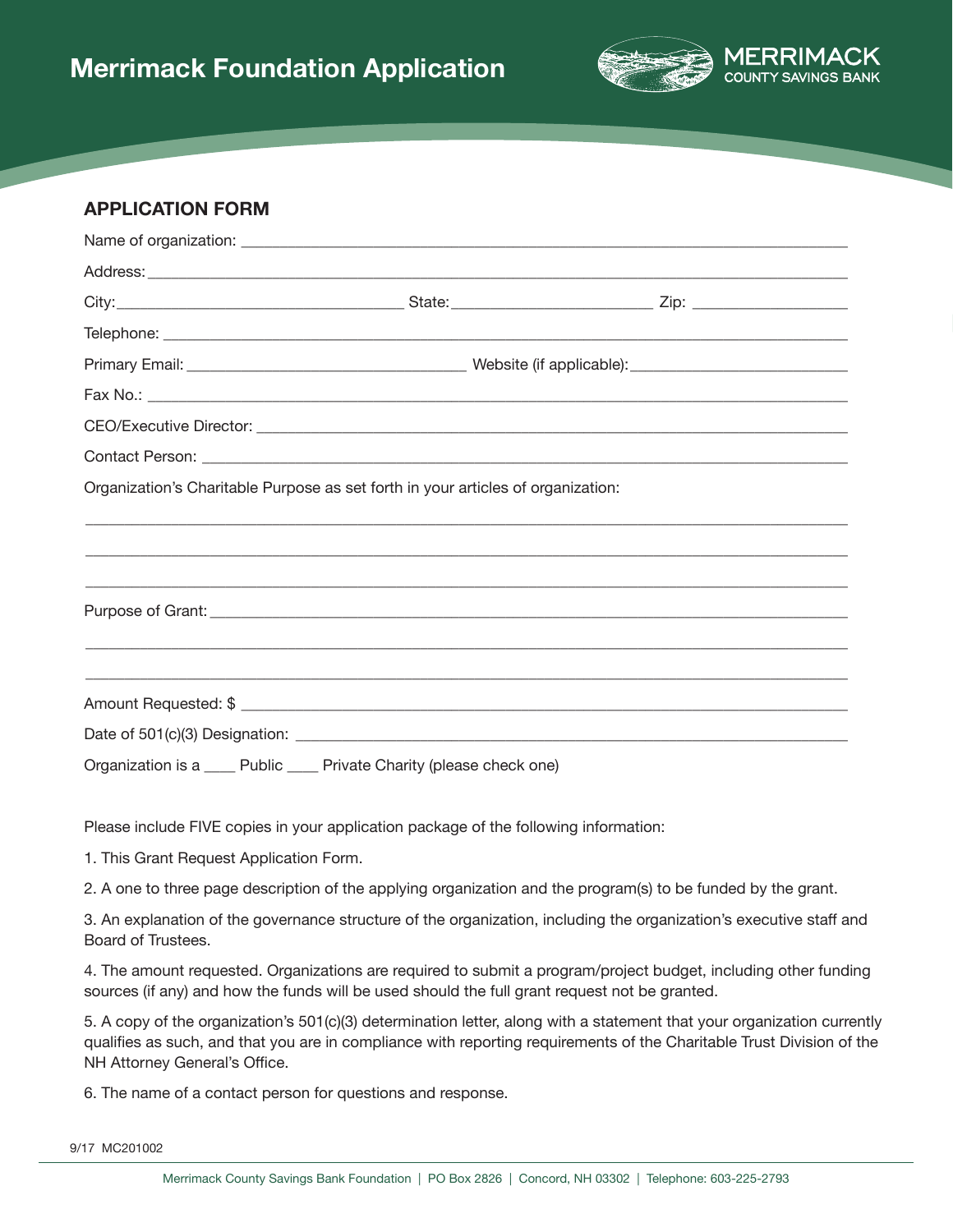# Merrimack Foundation Application

MERRIMACK COUNTY SAVINGS BANK

## APPLICATION FORM

Name of organization: ______________________________________________

Address: ______________________________________________

City: ____________________ State: ____________________ Zip: ____________________

Telephone: ______________________________________________

Primary Email: ____________________ Website (if applicable): ____________________

Fax No.: ______________________________________________

CEO/Executive Director: ______________________________________________

Contact Person: ______________________________________________

Organization's Charitable Purpose as set forth in your articles of organization:

______________________________________________

______________________________________________

______________________________________________

Purpose of Grant: ______________________________________________

______________________________________________

______________________________________________

Amount Requested: $ ______________________________________________

Date of 501(c)(3) Designation: ______________________________________________

Organization is a ____ Public ____ Private Charity (please check one)

Please include FIVE copies in your application package of the following information:

1. This Grant Request Application Form.

2. A one to three page description of the applying organization and the program(s) to be funded by the grant.

3. An explanation of the governance structure of the organization, including the organization's executive staff and Board of Trustees.

4. The amount requested. Organizations are required to submit a program/project budget, including other funding sources (if any) and how the funds will be used should the full grant request not be granted.

5. A copy of the organization's 501(c)(3) determination letter, along with a statement that your organization currently qualifies as such, and that you are in compliance with reporting requirements of the Charitable Trust Division of the NH Attorney General's Office.

6. The name of a contact person for questions and response.

9/17 MC201002

Merrimack County Savings Bank Foundation | PO Box 2826 | Concord, NH 03302 | Telephone: 603-225-2793